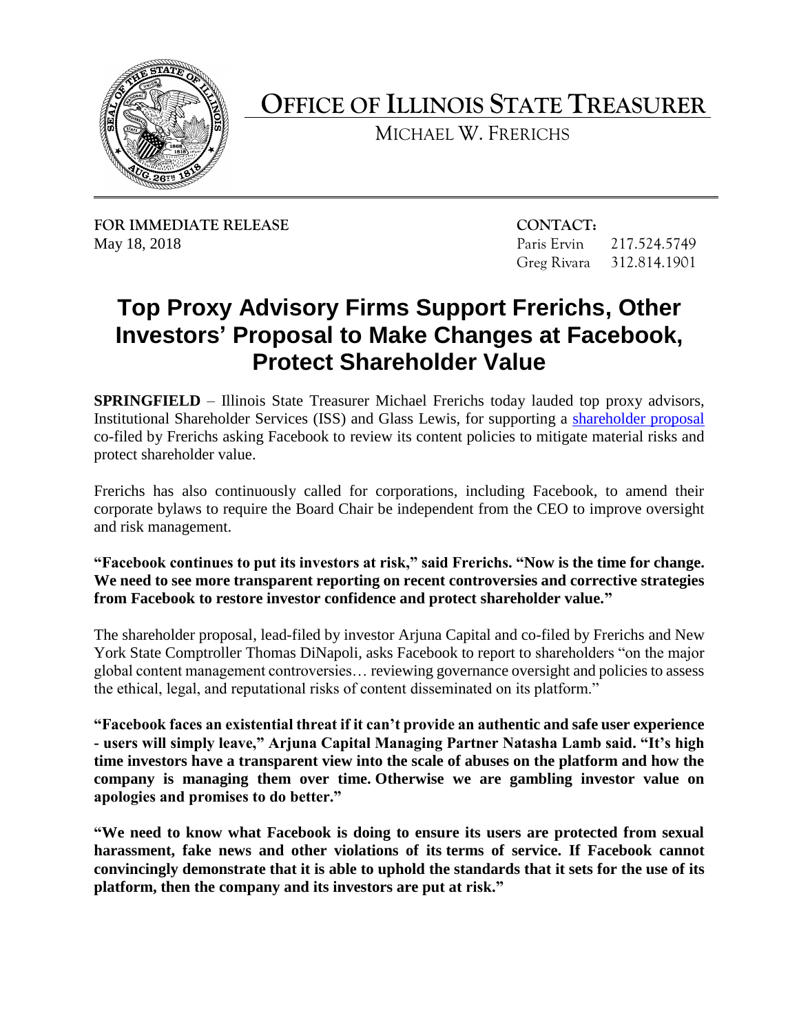# OFFICE OF ILLINOIS STATE TREASURER

MICHAEL W. FRERICHS

**FOR IMMEDIATE RELEASE**
May 18, 2018

**CONTACT:**
Paris Ervin 217.524.5749
Greg Rivara 312.814.1901

## Top Proxy Advisory Firms Support Frerichs, Other Investors' Proposal to Make Changes at Facebook, Protect Shareholder Value

**SPRINGFIELD** – Illinois State Treasurer Michael Frerichs today lauded top proxy advisors, Institutional Shareholder Services (ISS) and Glass Lewis, for supporting a shareholder proposal co-filed by Frerichs asking Facebook to review its content policies to mitigate material risks and protect shareholder value.

Frerichs has also continuously called for corporations, including Facebook, to amend their corporate bylaws to require the Board Chair be independent from the CEO to improve oversight and risk management.

**"Facebook continues to put its investors at risk," said Frerichs. "Now is the time for change. We need to see more transparent reporting on recent controversies and corrective strategies from Facebook to restore investor confidence and protect shareholder value."**

The shareholder proposal, lead-filed by investor Arjuna Capital and co-filed by Frerichs and New York State Comptroller Thomas DiNapoli, asks Facebook to report to shareholders "on the major global content management controversies… reviewing governance oversight and policies to assess the ethical, legal, and reputational risks of content disseminated on its platform."

**"Facebook faces an existential threat if it can't provide an authentic and safe user experience - users will simply leave," Arjuna Capital Managing Partner Natasha Lamb said. "It's high time investors have a transparent view into the scale of abuses on the platform and how the company is managing them over time. Otherwise we are gambling investor value on apologies and promises to do better."**

**"We need to know what Facebook is doing to ensure its users are protected from sexual harassment, fake news and other violations of its terms of service. If Facebook cannot convincingly demonstrate that it is able to uphold the standards that it sets for the use of its platform, then the company and its investors are put at risk."**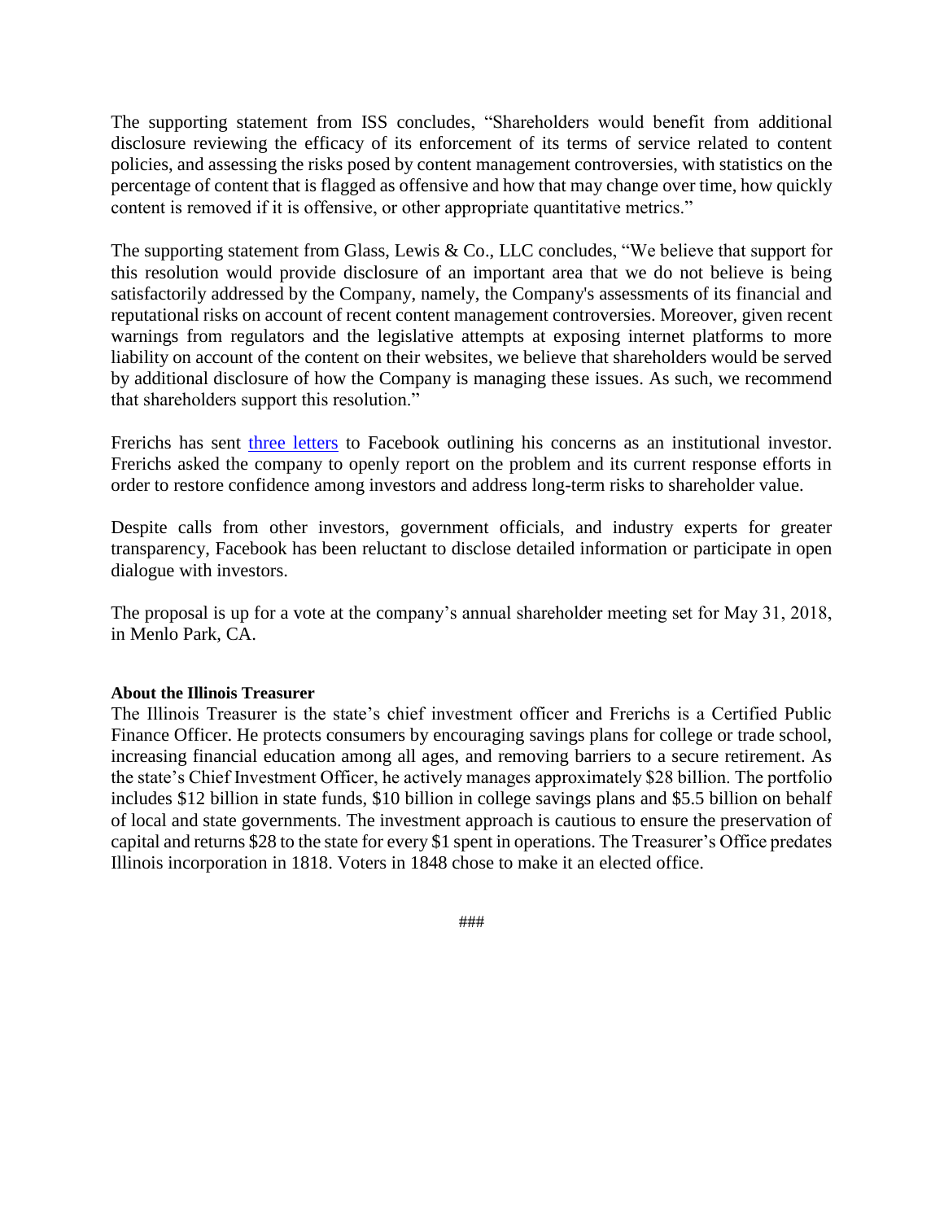The supporting statement from ISS concludes, "Shareholders would benefit from additional disclosure reviewing the efficacy of its enforcement of its terms of service related to content policies, and assessing the risks posed by content management controversies, with statistics on the percentage of content that is flagged as offensive and how that may change over time, how quickly content is removed if it is offensive, or other appropriate quantitative metrics."

The supporting statement from Glass, Lewis & Co., LLC concludes, "We believe that support for this resolution would provide disclosure of an important area that we do not believe is being satisfactorily addressed by the Company, namely, the Company's assessments of its financial and reputational risks on account of recent content management controversies. Moreover, given recent warnings from regulators and the legislative attempts at exposing internet platforms to more liability on account of the content on their websites, we believe that shareholders would be served by additional disclosure of how the Company is managing these issues. As such, we recommend that shareholders support this resolution."

Frerichs has sent three letters to Facebook outlining his concerns as an institutional investor. Frerichs asked the company to openly report on the problem and its current response efforts in order to restore confidence among investors and address long-term risks to shareholder value.

Despite calls from other investors, government officials, and industry experts for greater transparency, Facebook has been reluctant to disclose detailed information or participate in open dialogue with investors.

The proposal is up for a vote at the company's annual shareholder meeting set for May 31, 2018, in Menlo Park, CA.

**About the Illinois Treasurer**

The Illinois Treasurer is the state's chief investment officer and Frerichs is a Certified Public Finance Officer. He protects consumers by encouraging savings plans for college or trade school, increasing financial education among all ages, and removing barriers to a secure retirement. As the state's Chief Investment Officer, he actively manages approximately $28 billion. The portfolio includes $12 billion in state funds, $10 billion in college savings plans and $5.5 billion on behalf of local and state governments. The investment approach is cautious to ensure the preservation of capital and returns $28 to the state for every $1 spent in operations. The Treasurer's Office predates Illinois incorporation in 1818. Voters in 1848 chose to make it an elected office.

###